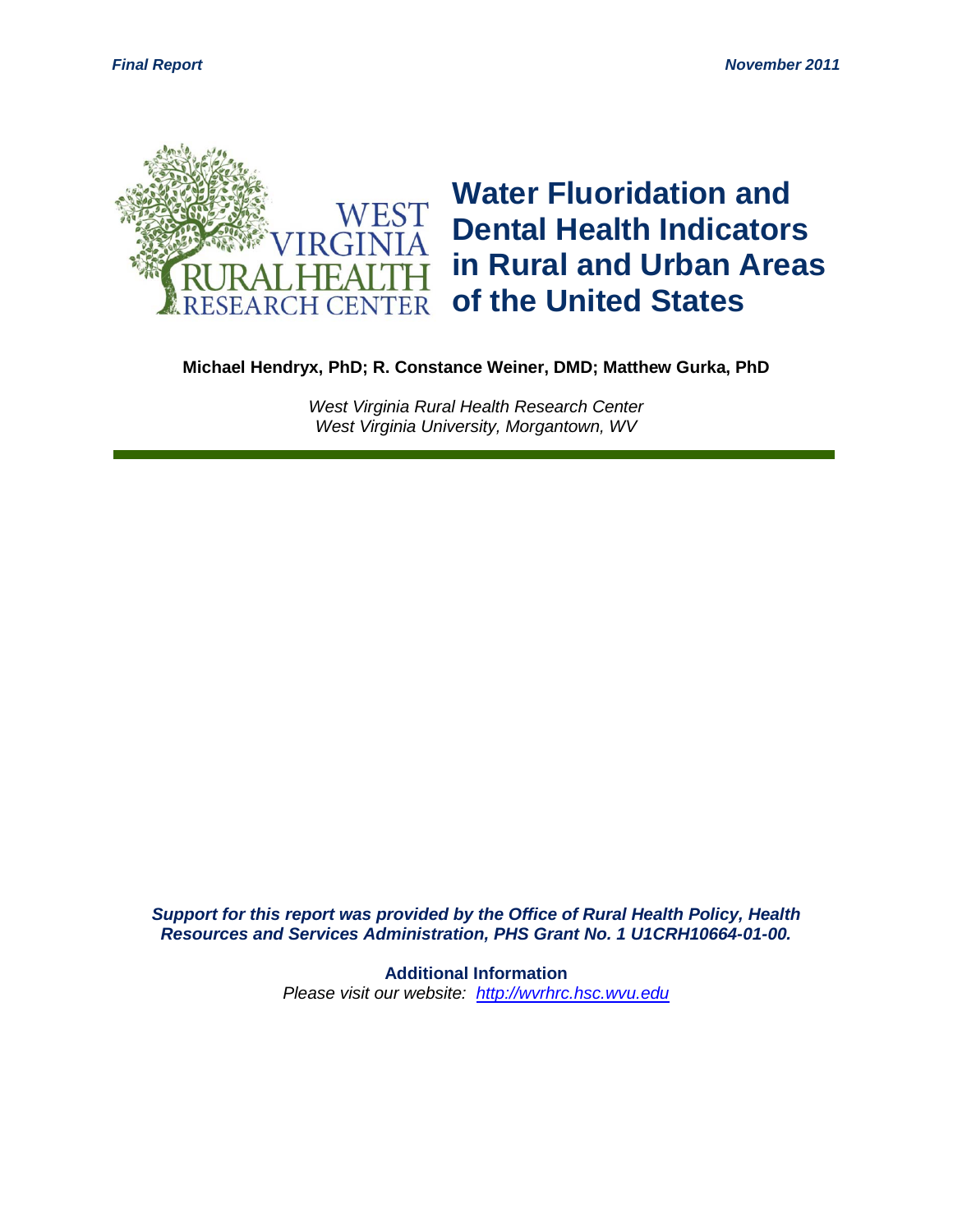*Final Report* *November 2011*

WEST VIRGINIA RURAL HEALTH RESEARCH CENTER

# Water Fluoridation and Dental Health Indicators in Rural and Urban Areas of the United States

**Michael Hendryx, PhD; R. Constance Weiner, DMD; Matthew Gurka, PhD**

*West Virginia Rural Health Research Center*
*West Virginia University, Morgantown, WV*

***Support for this report was provided by the Office of Rural Health Policy, Health Resources and Services Administration, PHS Grant No. 1 U1CRH10664-01-00.***

**Additional Information**
*Please visit our website: [http://wvrhrc.hsc.wvu.edu](http://wvrhrc.hsc.wvu.edu)*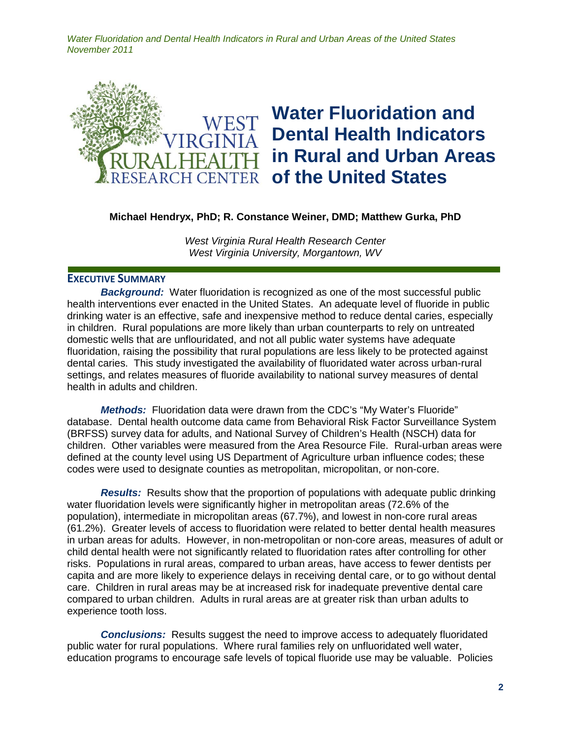# Water Fluoridation and Dental Health Indicators in Rural and Urban Areas of the United States

**Michael Hendryx, PhD; R. Constance Weiner, DMD; Matthew Gurka, PhD**

*West Virginia Rural Health Research Center*
*West Virginia University, Morgantown, WV*

## EXECUTIVE SUMMARY

***Background:*** Water fluoridation is recognized as one of the most successful public health interventions ever enacted in the United States. An adequate level of fluoride in public drinking water is an effective, safe and inexpensive method to reduce dental caries, especially in children. Rural populations are more likely than urban counterparts to rely on untreated domestic wells that are unflouridated, and not all public water systems have adequate fluoridation, raising the possibility that rural populations are less likely to be protected against dental caries. This study investigated the availability of fluoridated water across urban-rural settings, and relates measures of fluoride availability to national survey measures of dental health in adults and children.

***Methods:*** Fluoridation data were drawn from the CDC's "My Water's Fluoride" database. Dental health outcome data came from Behavioral Risk Factor Surveillance System (BRFSS) survey data for adults, and National Survey of Children's Health (NSCH) data for children. Other variables were measured from the Area Resource File. Rural-urban areas were defined at the county level using US Department of Agriculture urban influence codes; these codes were used to designate counties as metropolitan, micropolitan, or non-core.

***Results:*** Results show that the proportion of populations with adequate public drinking water fluoridation levels were significantly higher in metropolitan areas (72.6% of the population), intermediate in micropolitan areas (67.7%), and lowest in non-core rural areas (61.2%). Greater levels of access to fluoridation were related to better dental health measures in urban areas for adults. However, in non-metropolitan or non-core areas, measures of adult or child dental health were not significantly related to fluoridation rates after controlling for other risks. Populations in rural areas, compared to urban areas, have access to fewer dentists per capita and are more likely to experience delays in receiving dental care, or to go without dental care. Children in rural areas may be at increased risk for inadequate preventive dental care compared to urban children. Adults in rural areas are at greater risk than urban adults to experience tooth loss.

***Conclusions:*** Results suggest the need to improve access to adequately fluoridated public water for rural populations. Where rural families rely on unfluoridated well water, education programs to encourage safe levels of topical fluoride use may be valuable. Policies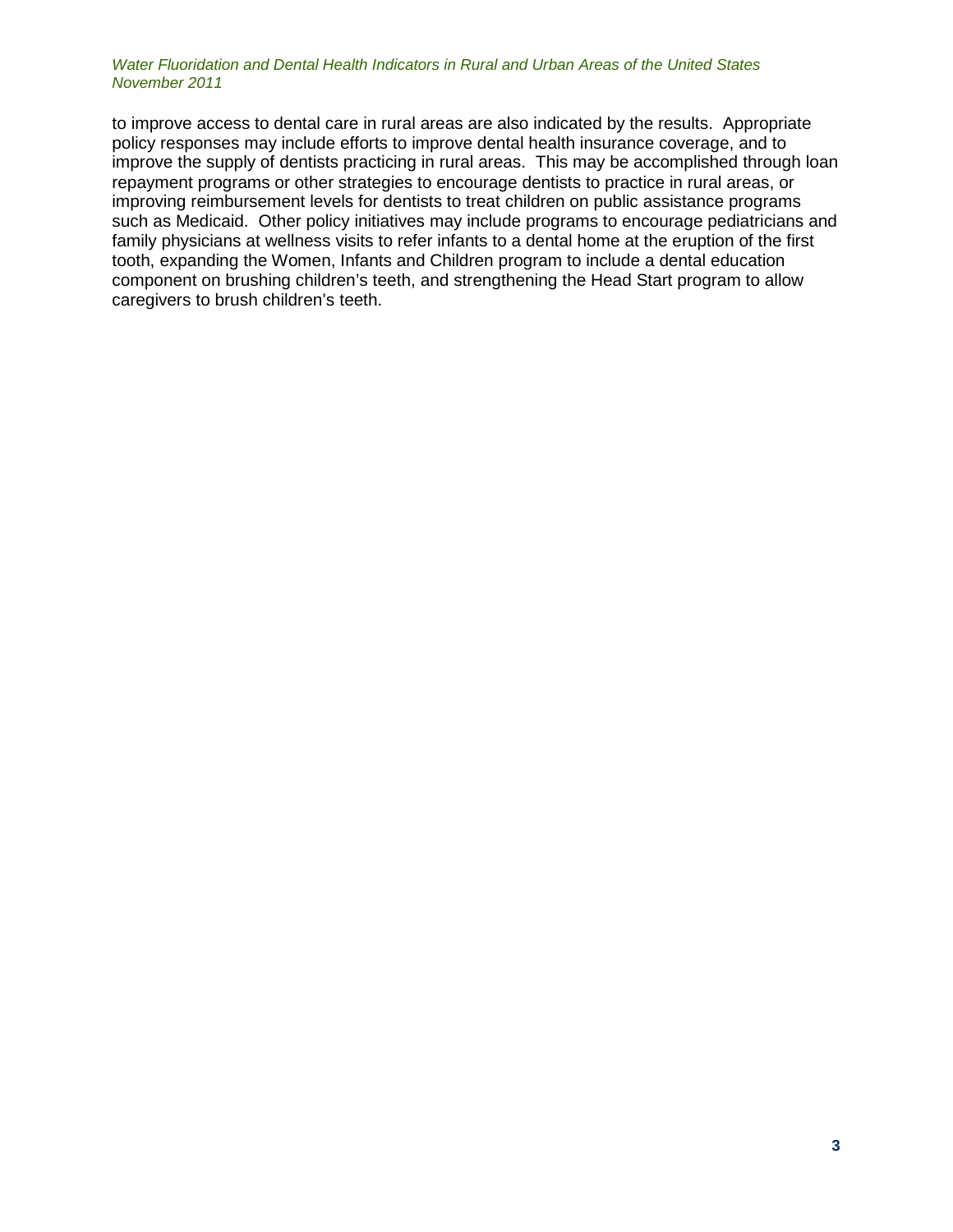to improve access to dental care in rural areas are also indicated by the results. Appropriate policy responses may include efforts to improve dental health insurance coverage, and to improve the supply of dentists practicing in rural areas. This may be accomplished through loan repayment programs or other strategies to encourage dentists to practice in rural areas, or improving reimbursement levels for dentists to treat children on public assistance programs such as Medicaid. Other policy initiatives may include programs to encourage pediatricians and family physicians at wellness visits to refer infants to a dental home at the eruption of the first tooth, expanding the Women, Infants and Children program to include a dental education component on brushing children's teeth, and strengthening the Head Start program to allow caregivers to brush children's teeth.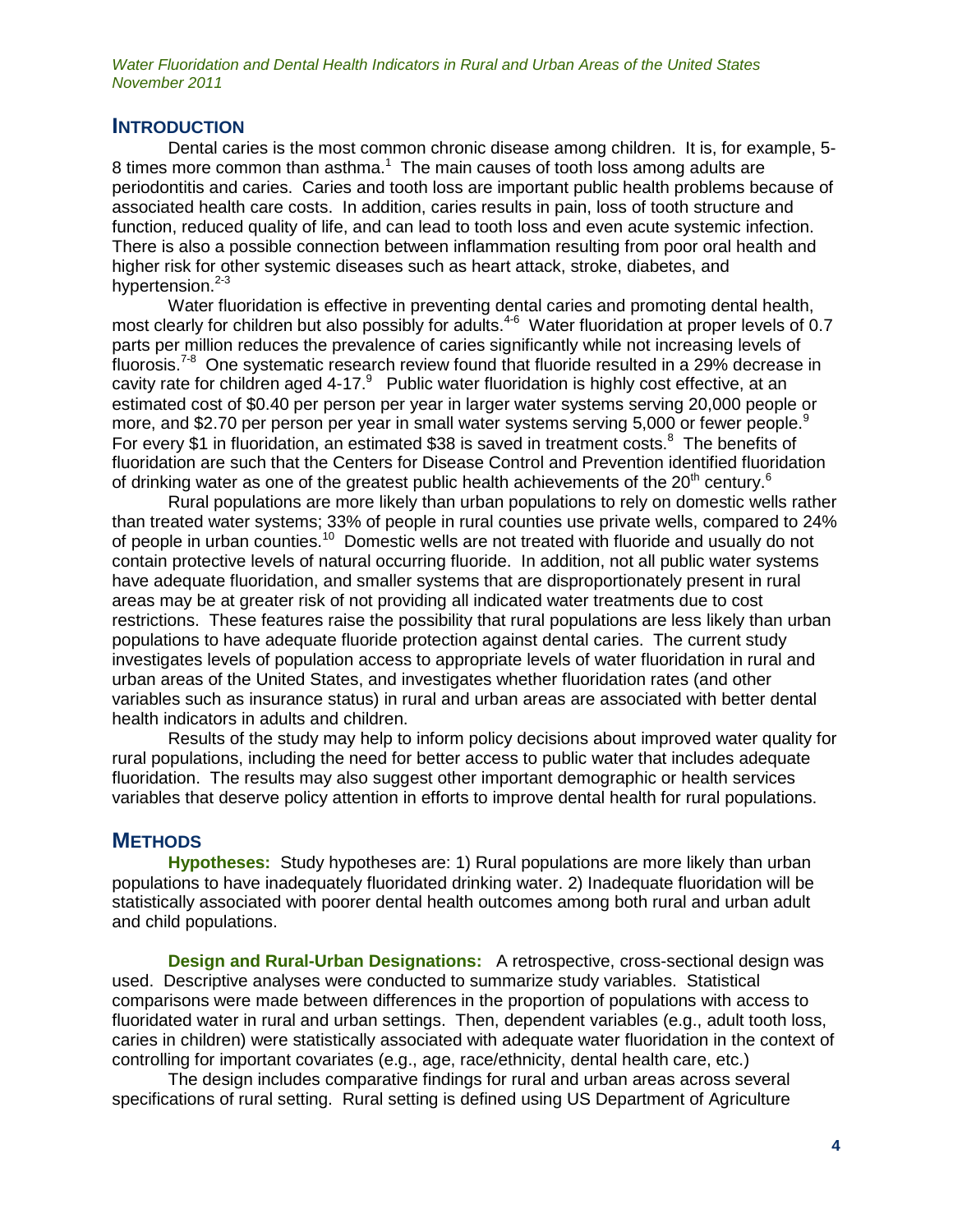## INTRODUCTION

Dental caries is the most common chronic disease among children. It is, for example, 5-8 times more common than asthma.[1] The main causes of tooth loss among adults are periodontitis and caries. Caries and tooth loss are important public health problems because of associated health care costs. In addition, caries results in pain, loss of tooth structure and function, reduced quality of life, and can lead to tooth loss and even acute systemic infection. There is also a possible connection between inflammation resulting from poor oral health and higher risk for other systemic diseases such as heart attack, stroke, diabetes, and hypertension.[2-3]

Water fluoridation is effective in preventing dental caries and promoting dental health, most clearly for children but also possibly for adults.[4-6] Water fluoridation at proper levels of 0.7 parts per million reduces the prevalence of caries significantly while not increasing levels of fluorosis.[7-8] One systematic research review found that fluoride resulted in a 29% decrease in cavity rate for children aged 4-17.[9] Public water fluoridation is highly cost effective, at an estimated cost of $0.40 per person per year in larger water systems serving 20,000 people or more, and $2.70 per person per year in small water systems serving 5,000 or fewer people.[9] For every $1 in fluoridation, an estimated $38 is saved in treatment costs.[8] The benefits of fluoridation are such that the Centers for Disease Control and Prevention identified fluoridation of drinking water as one of the greatest public health achievements of the 20th century.[6]

Rural populations are more likely than urban populations to rely on domestic wells rather than treated water systems; 33% of people in rural counties use private wells, compared to 24% of people in urban counties.[10] Domestic wells are not treated with fluoride and usually do not contain protective levels of natural occurring fluoride. In addition, not all public water systems have adequate fluoridation, and smaller systems that are disproportionately present in rural areas may be at greater risk of not providing all indicated water treatments due to cost restrictions. These features raise the possibility that rural populations are less likely than urban populations to have adequate fluoride protection against dental caries. The current study investigates levels of population access to appropriate levels of water fluoridation in rural and urban areas of the United States, and investigates whether fluoridation rates (and other variables such as insurance status) in rural and urban areas are associated with better dental health indicators in adults and children.

Results of the study may help to inform policy decisions about improved water quality for rural populations, including the need for better access to public water that includes adequate fluoridation. The results may also suggest other important demographic or health services variables that deserve policy attention in efforts to improve dental health for rural populations.

## METHODS

**Hypotheses:** Study hypotheses are: 1) Rural populations are more likely than urban populations to have inadequately fluoridated drinking water. 2) Inadequate fluoridation will be statistically associated with poorer dental health outcomes among both rural and urban adult and child populations.

**Design and Rural-Urban Designations:** A retrospective, cross-sectional design was used. Descriptive analyses were conducted to summarize study variables. Statistical comparisons were made between differences in the proportion of populations with access to fluoridated water in rural and urban settings. Then, dependent variables (e.g., adult tooth loss, caries in children) were statistically associated with adequate water fluoridation in the context of controlling for important covariates (e.g., age, race/ethnicity, dental health care, etc.)

The design includes comparative findings for rural and urban areas across several specifications of rural setting. Rural setting is defined using US Department of Agriculture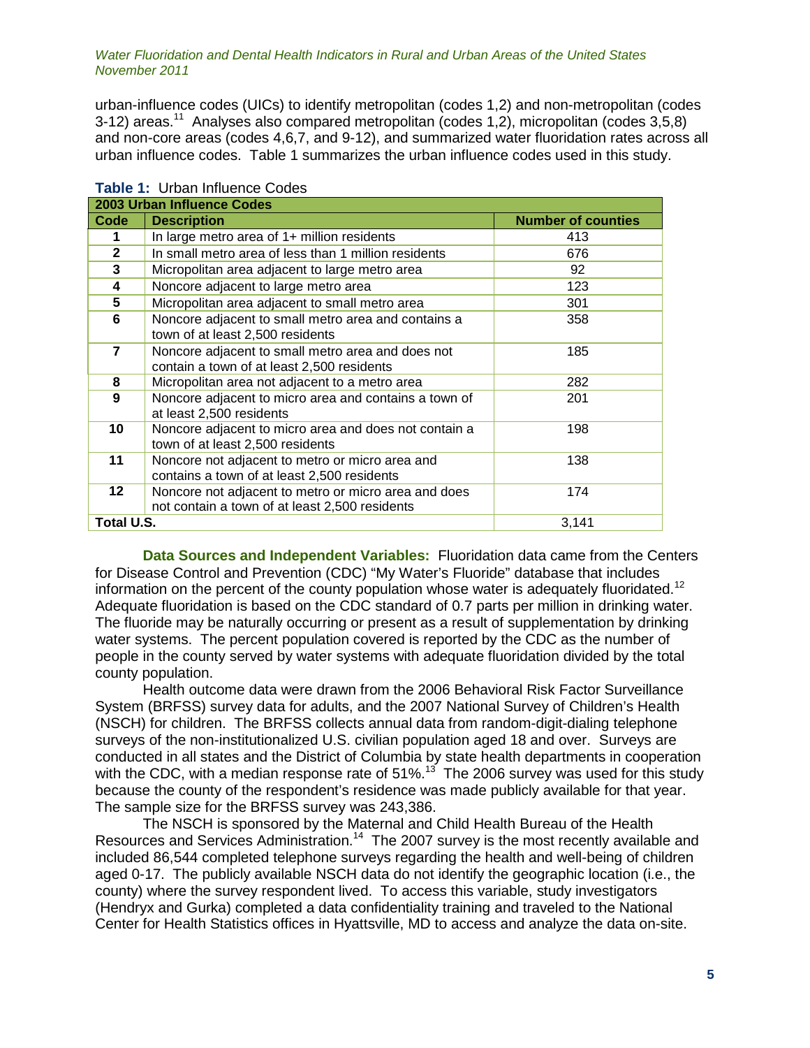urban-influence codes (UICs) to identify metropolitan (codes 1,2) and non-metropolitan (codes 3-12) areas.[11] Analyses also compared metropolitan (codes 1,2), micropolitan (codes 3,5,8) and non-core areas (codes 4,6,7, and 9-12), and summarized water fluoridation rates across all urban influence codes. Table 1 summarizes the urban influence codes used in this study.

**Table 1:** Urban Influence Codes

| **2003 Urban Influence Codes** | | |
|---|---|---|
| **Code** | **Description** | **Number of counties** |
| **1** | In large metro area of 1+ million residents | 413 |
| **2** | In small metro area of less than 1 million residents | 676 |
| **3** | Micropolitan area adjacent to large metro area | 92 |
| **4** | Noncore adjacent to large metro area | 123 |
| **5** | Micropolitan area adjacent to small metro area | 301 |
| **6** | Noncore adjacent to small metro area and contains a town of at least 2,500 residents | 358 |
| **7** | Noncore adjacent to small metro area and does not contain a town of at least 2,500 residents | 185 |
| **8** | Micropolitan area not adjacent to a metro area | 282 |
| **9** | Noncore adjacent to micro area and contains a town of at least 2,500 residents | 201 |
| **10** | Noncore adjacent to micro area and does not contain a town of at least 2,500 residents | 198 |
| **11** | Noncore not adjacent to metro or micro area and contains a town of at least 2,500 residents | 138 |
| **12** | Noncore not adjacent to metro or micro area and does not contain a town of at least 2,500 residents | 174 |
| **Total U.S.** | | 3,141 |

**Data Sources and Independent Variables:** Fluoridation data came from the Centers for Disease Control and Prevention (CDC) "My Water's Fluoride" database that includes information on the percent of the county population whose water is adequately fluoridated.[12] Adequate fluoridation is based on the CDC standard of 0.7 parts per million in drinking water. The fluoride may be naturally occurring or present as a result of supplementation by drinking water systems. The percent population covered is reported by the CDC as the number of people in the county served by water systems with adequate fluoridation divided by the total county population.

Health outcome data were drawn from the 2006 Behavioral Risk Factor Surveillance System (BRFSS) survey data for adults, and the 2007 National Survey of Children's Health (NSCH) for children. The BRFSS collects annual data from random-digit-dialing telephone surveys of the non-institutionalized U.S. civilian population aged 18 and over. Surveys are conducted in all states and the District of Columbia by state health departments in cooperation with the CDC, with a median response rate of 51%.[13] The 2006 survey was used for this study because the county of the respondent's residence was made publicly available for that year. The sample size for the BRFSS survey was 243,386.

The NSCH is sponsored by the Maternal and Child Health Bureau of the Health Resources and Services Administration.[14] The 2007 survey is the most recently available and included 86,544 completed telephone surveys regarding the health and well-being of children aged 0-17. The publicly available NSCH data do not identify the geographic location (i.e., the county) where the survey respondent lived. To access this variable, study investigators (Hendryx and Gurka) completed a data confidentiality training and traveled to the National Center for Health Statistics offices in Hyattsville, MD to access and analyze the data on-site.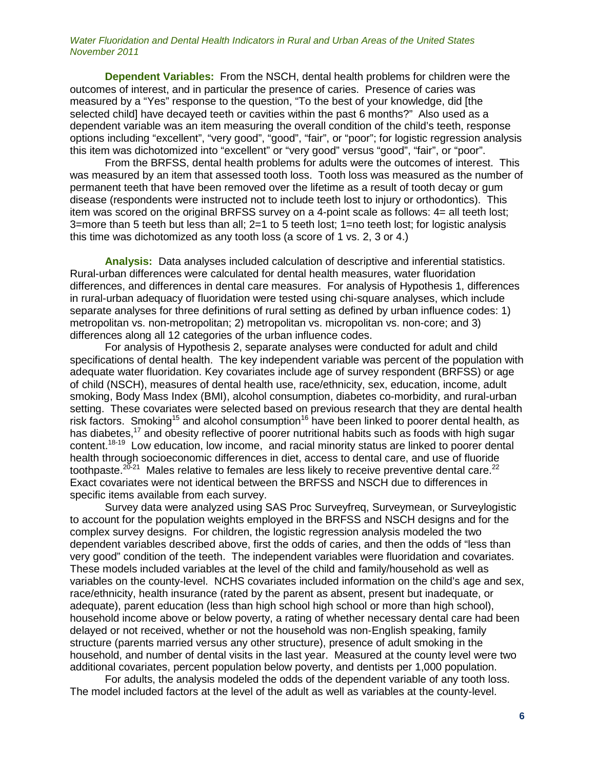**Dependent Variables:** From the NSCH, dental health problems for children were the outcomes of interest, and in particular the presence of caries. Presence of caries was measured by a "Yes" response to the question, "To the best of your knowledge, did [the selected child] have decayed teeth or cavities within the past 6 months?" Also used as a dependent variable was an item measuring the overall condition of the child's teeth, response options including "excellent", "very good", "good", "fair", or "poor"; for logistic regression analysis this item was dichotomized into "excellent" or "very good" versus "good", "fair", or "poor".

From the BRFSS, dental health problems for adults were the outcomes of interest. This was measured by an item that assessed tooth loss. Tooth loss was measured as the number of permanent teeth that have been removed over the lifetime as a result of tooth decay or gum disease (respondents were instructed not to include teeth lost to injury or orthodontics). This item was scored on the original BRFSS survey on a 4-point scale as follows: 4= all teeth lost; 3=more than 5 teeth but less than all; 2=1 to 5 teeth lost; 1=no teeth lost; for logistic analysis this time was dichotomized as any tooth loss (a score of 1 vs. 2, 3 or 4.)

**Analysis:** Data analyses included calculation of descriptive and inferential statistics. Rural-urban differences were calculated for dental health measures, water fluoridation differences, and differences in dental care measures. For analysis of Hypothesis 1, differences in rural-urban adequacy of fluoridation were tested using chi-square analyses, which include separate analyses for three definitions of rural setting as defined by urban influence codes: 1) metropolitan vs. non-metropolitan; 2) metropolitan vs. micropolitan vs. non-core; and 3) differences along all 12 categories of the urban influence codes.

For analysis of Hypothesis 2, separate analyses were conducted for adult and child specifications of dental health. The key independent variable was percent of the population with adequate water fluoridation. Key covariates include age of survey respondent (BRFSS) or age of child (NSCH), measures of dental health use, race/ethnicity, sex, education, income, adult smoking, Body Mass Index (BMI), alcohol consumption, diabetes co-morbidity, and rural-urban setting. These covariates were selected based on previous research that they are dental health risk factors. Smoking[15] and alcohol consumption[16] have been linked to poorer dental health, as has diabetes,[17] and obesity reflective of poorer nutritional habits such as foods with high sugar content.[18-19] Low education, low income, and racial minority status are linked to poorer dental health through socioeconomic differences in diet, access to dental care, and use of fluoride toothpaste.[20-21] Males relative to females are less likely to receive preventive dental care.[22] Exact covariates were not identical between the BRFSS and NSCH due to differences in specific items available from each survey.

Survey data were analyzed using SAS Proc Surveyfreq, Surveymean, or Surveylogistic to account for the population weights employed in the BRFSS and NSCH designs and for the complex survey designs. For children, the logistic regression analysis modeled the two dependent variables described above, first the odds of caries, and then the odds of "less than very good" condition of the teeth. The independent variables were fluoridation and covariates. These models included variables at the level of the child and family/household as well as variables on the county-level. NCHS covariates included information on the child's age and sex, race/ethnicity, health insurance (rated by the parent as absent, present but inadequate, or adequate), parent education (less than high school high school or more than high school), household income above or below poverty, a rating of whether necessary dental care had been delayed or not received, whether or not the household was non-English speaking, family structure (parents married versus any other structure), presence of adult smoking in the household, and number of dental visits in the last year. Measured at the county level were two additional covariates, percent population below poverty, and dentists per 1,000 population.

For adults, the analysis modeled the odds of the dependent variable of any tooth loss. The model included factors at the level of the adult as well as variables at the county-level.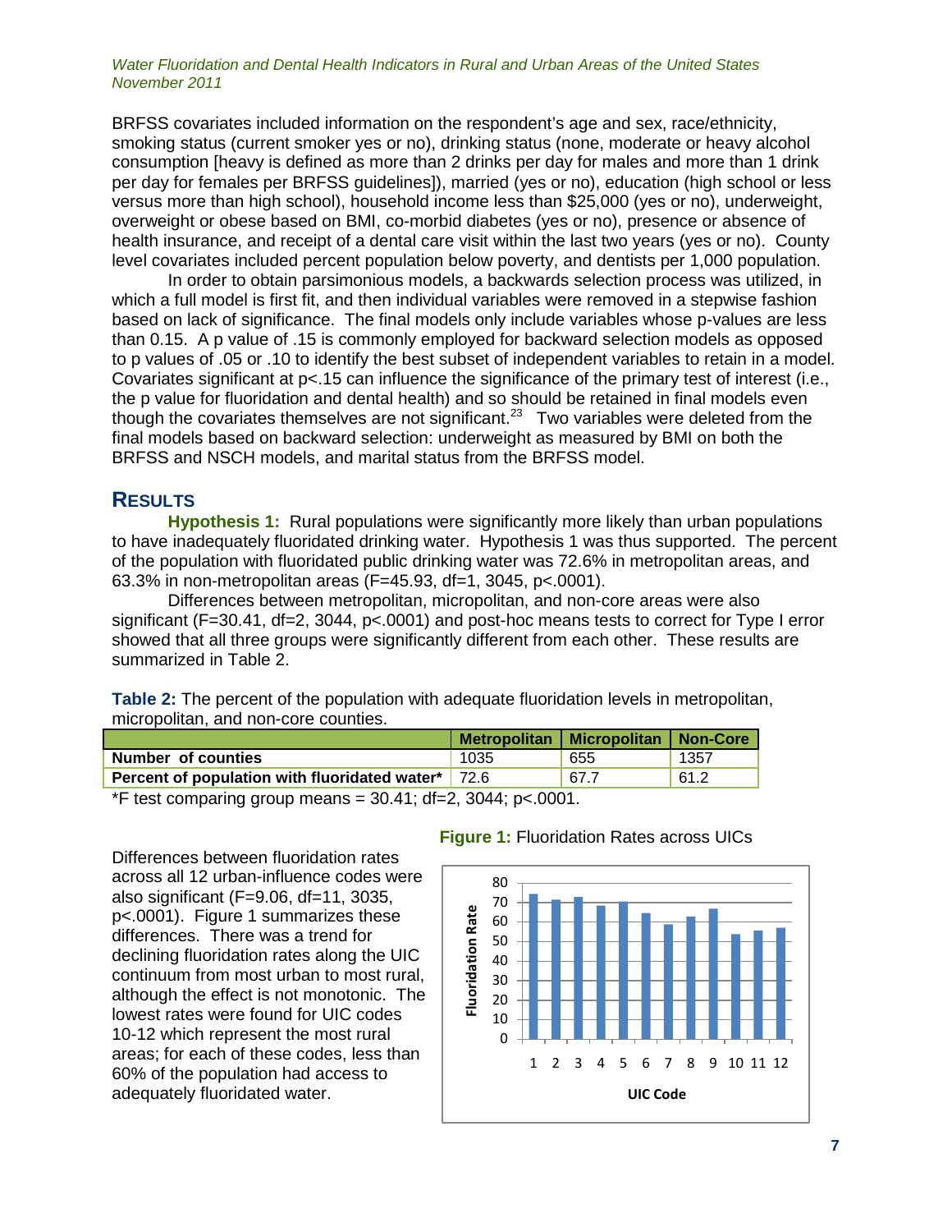BRFSS covariates included information on the respondent's age and sex, race/ethnicity, smoking status (current smoker yes or no), drinking status (none, moderate or heavy alcohol consumption [heavy is defined as more than 2 drinks per day for males and more than 1 drink per day for females per BRFSS guidelines]), married (yes or no), education (high school or less versus more than high school), household income less than $25,000 (yes or no), underweight, overweight or obese based on BMI, co-morbid diabetes (yes or no), presence or absence of health insurance, and receipt of a dental care visit within the last two years (yes or no). County level covariates included percent population below poverty, and dentists per 1,000 population.

In order to obtain parsimonious models, a backwards selection process was utilized, in which a full model is first fit, and then individual variables were removed in a stepwise fashion based on lack of significance. The final models only include variables whose p-values are less than 0.15. A p value of .15 is commonly employed for backward selection models as opposed to p values of .05 or .10 to identify the best subset of independent variables to retain in a model. Covariates significant at $p<.15$ can influence the significance of the primary test of interest (i.e., the p value for fluoridation and dental health) and so should be retained in final models even though the covariates themselves are not significant.[23] Two variables were deleted from the final models based on backward selection: underweight as measured by BMI on both the BRFSS and NSCH models, and marital status from the BRFSS model.

## RESULTS

**Hypothesis 1:** Rural populations were significantly more likely than urban populations to have inadequately fluoridated drinking water. Hypothesis 1 was thus supported. The percent of the population with fluoridated public drinking water was 72.6% in metropolitan areas, and 63.3% in non-metropolitan areas ($F=45.93$, $df=1, 3045$, $p<.0001$).

Differences between metropolitan, micropolitan, and non-core areas were also significant ($F=30.41$, $df=2, 3044$, $p<.0001$) and post-hoc means tests to correct for Type I error showed that all three groups were significantly different from each other. These results are summarized in Table 2.

**Table 2:** The percent of the population with adequate fluoridation levels in metropolitan, micropolitan, and non-core counties.

| | Metropolitan | Micropolitan | Non-Core |
|---|---|---|---|
| **Number of counties** | 1035 | 655 | 1357 |
| **Percent of population with fluoridated water*** | 72.6 | 67.7 | 61.2 |

*F test comparing group means = 30.41; df=2, 3044; $p<.0001$.

Differences between fluoridation rates across all 12 urban-influence codes were also significant ($F=9.06$, $df=11, 3035$, $p<.0001$). Figure 1 summarizes these differences. There was a trend for declining fluoridation rates along the UIC continuum from most urban to most rural, although the effect is not monotonic. The lowest rates were found for UIC codes 10-12 which represent the most rural areas; for each of these codes, less than 60% of the population had access to adequately fluoridated water.

**Figure 1:** Fluoridation Rates across UICs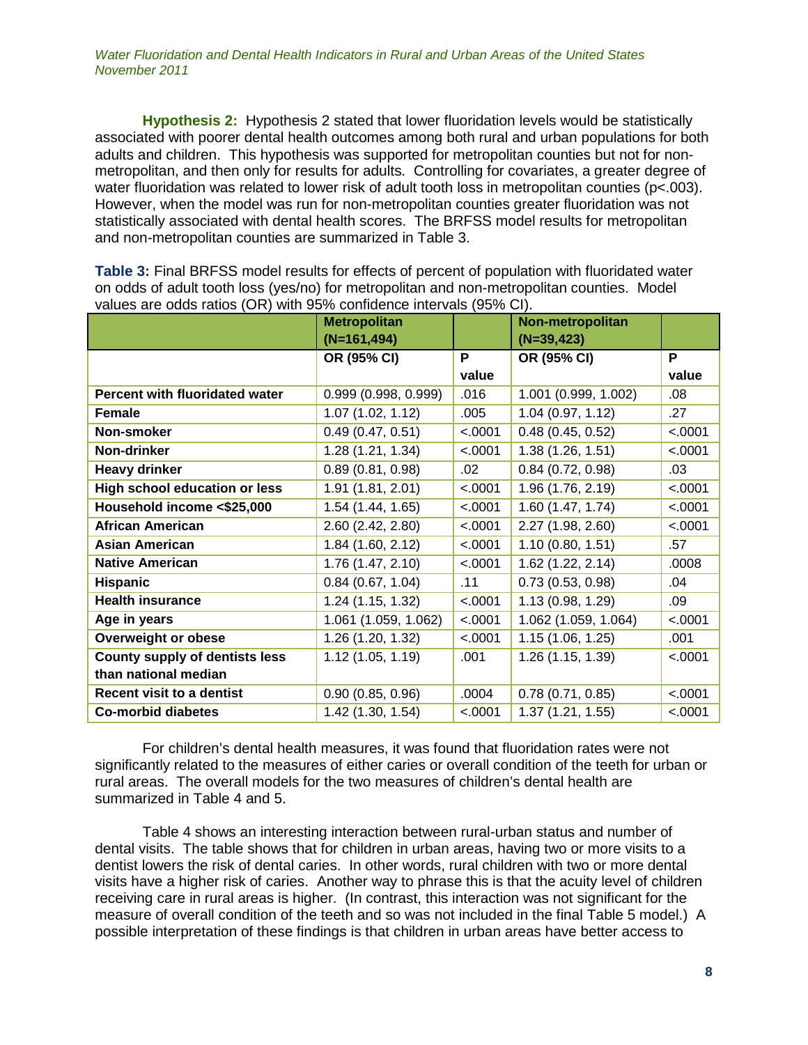**Hypothesis 2:** Hypothesis 2 stated that lower fluoridation levels would be statistically associated with poorer dental health outcomes among both rural and urban populations for both adults and children. This hypothesis was supported for metropolitan counties but not for non-metropolitan, and then only for results for adults. Controlling for covariates, a greater degree of water fluoridation was related to lower risk of adult tooth loss in metropolitan counties ($p<.003$). However, when the model was run for non-metropolitan counties greater fluoridation was not statistically associated with dental health scores. The BRFSS model results for metropolitan and non-metropolitan counties are summarized in Table 3.

**Table 3:** Final BRFSS model results for effects of percent of population with fluoridated water on odds of adult tooth loss (yes/no) for metropolitan and non-metropolitan counties. Model values are odds ratios (OR) with 95% confidence intervals (95% CI).

| | Metropolitan (N=161,494) | | Non-metropolitan (N=39,423) | |
|---|---|---|---|---|
| | OR (95% CI) | P value | OR (95% CI) | P value |
| **Percent with fluoridated water** | 0.999 (0.998, 0.999) | .016 | 1.001 (0.999, 1.002) | .08 |
| **Female** | 1.07 (1.02, 1.12) | .005 | 1.04 (0.97, 1.12) | .27 |
| **Non-smoker** | 0.49 (0.47, 0.51) | <.0001 | 0.48 (0.45, 0.52) | <.0001 |
| **Non-drinker** | 1.28 (1.21, 1.34) | <.0001 | 1.38 (1.26, 1.51) | <.0001 |
| **Heavy drinker** | 0.89 (0.81, 0.98) | .02 | 0.84 (0.72, 0.98) | .03 |
| **High school education or less** | 1.91 (1.81, 2.01) | <.0001 | 1.96 (1.76, 2.19) | <.0001 |
| **Household income <$25,000** | 1.54 (1.44, 1.65) | <.0001 | 1.60 (1.47, 1.74) | <.0001 |
| **African American** | 2.60 (2.42, 2.80) | <.0001 | 2.27 (1.98, 2.60) | <.0001 |
| **Asian American** | 1.84 (1.60, 2.12) | <.0001 | 1.10 (0.80, 1.51) | .57 |
| **Native American** | 1.76 (1.47, 2.10) | <.0001 | 1.62 (1.22, 2.14) | .0008 |
| **Hispanic** | 0.84 (0.67, 1.04) | .11 | 0.73 (0.53, 0.98) | .04 |
| **Health insurance** | 1.24 (1.15, 1.32) | <.0001 | 1.13 (0.98, 1.29) | .09 |
| **Age in years** | 1.061 (1.059, 1.062) | <.0001 | 1.062 (1.059, 1.064) | <.0001 |
| **Overweight or obese** | 1.26 (1.20, 1.32) | <.0001 | 1.15 (1.06, 1.25) | .001 |
| **County supply of dentists less than national median** | 1.12 (1.05, 1.19) | .001 | 1.26 (1.15, 1.39) | <.0001 |
| **Recent visit to a dentist** | 0.90 (0.85, 0.96) | .0004 | 0.78 (0.71, 0.85) | <.0001 |
| **Co-morbid diabetes** | 1.42 (1.30, 1.54) | <.0001 | 1.37 (1.21, 1.55) | <.0001 |

For children's dental health measures, it was found that fluoridation rates were not significantly related to the measures of either caries or overall condition of the teeth for urban or rural areas. The overall models for the two measures of children's dental health are summarized in Table 4 and 5.

Table 4 shows an interesting interaction between rural-urban status and number of dental visits. The table shows that for children in urban areas, having two or more visits to a dentist lowers the risk of dental caries. In other words, rural children with two or more dental visits have a higher risk of caries. Another way to phrase this is that the acuity level of children receiving care in rural areas is higher. (In contrast, this interaction was not significant for the measure of overall condition of the teeth and so was not included in the final Table 5 model.) A possible interpretation of these findings is that children in urban areas have better access to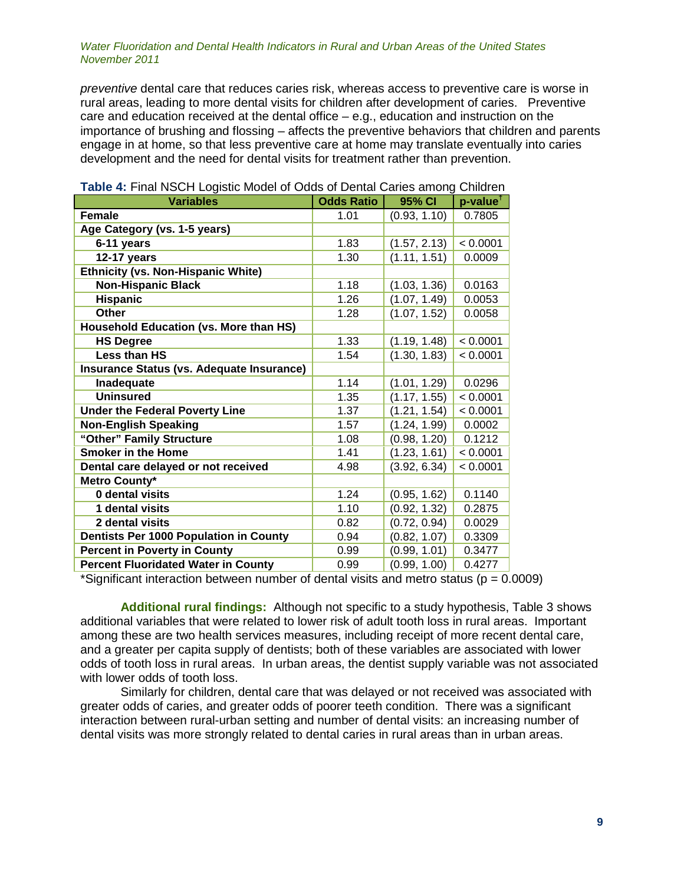*preventive* dental care that reduces caries risk, whereas access to preventive care is worse in rural areas, leading to more dental visits for children after development of caries. Preventive care and education received at the dental office – e.g., education and instruction on the importance of brushing and flossing – affects the preventive behaviors that children and parents engage in at home, so that less preventive care at home may translate eventually into caries development and the need for dental visits for treatment rather than prevention.

**Table 4:** Final NSCH Logistic Model of Odds of Dental Caries among Children

| Variables | Odds Ratio | 95% CI | p-value[†] |
|---|---|---|---|
| **Female** | 1.01 | (0.93, 1.10) | 0.7805 |
| **Age Category (vs. 1-5 years)** | | | |
| **6-11 years** | 1.83 | (1.57, 2.13) | < 0.0001 |
| **12-17 years** | 1.30 | (1.11, 1.51) | 0.0009 |
| **Ethnicity (vs. Non-Hispanic White)** | | | |
| **Non-Hispanic Black** | 1.18 | (1.03, 1.36) | 0.0163 |
| **Hispanic** | 1.26 | (1.07, 1.49) | 0.0053 |
| **Other** | 1.28 | (1.07, 1.52) | 0.0058 |
| **Household Education (vs. More than HS)** | | | |
| **HS Degree** | 1.33 | (1.19, 1.48) | < 0.0001 |
| **Less than HS** | 1.54 | (1.30, 1.83) | < 0.0001 |
| **Insurance Status (vs. Adequate Insurance)** | | | |
| **Inadequate** | 1.14 | (1.01, 1.29) | 0.0296 |
| **Uninsured** | 1.35 | (1.17, 1.55) | < 0.0001 |
| **Under the Federal Poverty Line** | 1.37 | (1.21, 1.54) | < 0.0001 |
| **Non-English Speaking** | 1.57 | (1.24, 1.99) | 0.0002 |
| **"Other" Family Structure** | 1.08 | (0.98, 1.20) | 0.1212 |
| **Smoker in the Home** | 1.41 | (1.23, 1.61) | < 0.0001 |
| **Dental care delayed or not received** | 4.98 | (3.92, 6.34) | < 0.0001 |
| **Metro County*** | | | |
| **0 dental visits** | 1.24 | (0.95, 1.62) | 0.1140 |
| **1 dental visits** | 1.10 | (0.92, 1.32) | 0.2875 |
| **2 dental visits** | 0.82 | (0.72, 0.94) | 0.0029 |
| **Dentists Per 1000 Population in County** | 0.94 | (0.82, 1.07) | 0.3309 |
| **Percent in Poverty in County** | 0.99 | (0.99, 1.01) | 0.3477 |
| **Percent Fluoridated Water in County** | 0.99 | (0.99, 1.00) | 0.4277 |

*Significant interaction between number of dental visits and metro status ($p = 0.0009$)

**Additional rural findings:** Although not specific to a study hypothesis, Table 3 shows additional variables that were related to lower risk of adult tooth loss in rural areas. Important among these are two health services measures, including receipt of more recent dental care, and a greater per capita supply of dentists; both of these variables are associated with lower odds of tooth loss in rural areas. In urban areas, the dentist supply variable was not associated with lower odds of tooth loss.

Similarly for children, dental care that was delayed or not received was associated with greater odds of caries, and greater odds of poorer teeth condition. There was a significant interaction between rural-urban setting and number of dental visits: an increasing number of dental visits was more strongly related to dental caries in rural areas than in urban areas.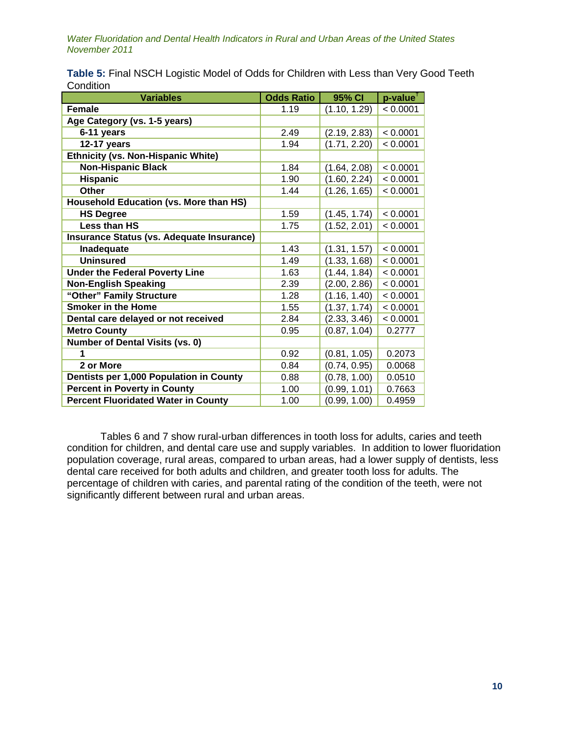**Table 5:** Final NSCH Logistic Model of Odds for Children with Less than Very Good Teeth Condition

| Variables | Odds Ratio | 95% CI | p-value[†] |
|---|---|---|---|
| **Female** | 1.19 | (1.10, 1.29) | < 0.0001 |
| **Age Category (vs. 1-5 years)** | | | |
| **6-11 years** | 2.49 | (2.19, 2.83) | < 0.0001 |
| **12-17 years** | 1.94 | (1.71, 2.20) | < 0.0001 |
| **Ethnicity (vs. Non-Hispanic White)** | | | |
| **Non-Hispanic Black** | 1.84 | (1.64, 2.08) | < 0.0001 |
| **Hispanic** | 1.90 | (1.60, 2.24) | < 0.0001 |
| **Other** | 1.44 | (1.26, 1.65) | < 0.0001 |
| **Household Education (vs. More than HS)** | | | |
| **HS Degree** | 1.59 | (1.45, 1.74) | < 0.0001 |
| **Less than HS** | 1.75 | (1.52, 2.01) | < 0.0001 |
| **Insurance Status (vs. Adequate Insurance)** | | | |
| **Inadequate** | 1.43 | (1.31, 1.57) | < 0.0001 |
| **Uninsured** | 1.49 | (1.33, 1.68) | < 0.0001 |
| **Under the Federal Poverty Line** | 1.63 | (1.44, 1.84) | < 0.0001 |
| **Non-English Speaking** | 2.39 | (2.00, 2.86) | < 0.0001 |
| **"Other" Family Structure** | 1.28 | (1.16, 1.40) | < 0.0001 |
| **Smoker in the Home** | 1.55 | (1.37, 1.74) | < 0.0001 |
| **Dental care delayed or not received** | 2.84 | (2.33, 3.46) | < 0.0001 |
| **Metro County** | 0.95 | (0.87, 1.04) | 0.2777 |
| **Number of Dental Visits (vs. 0)** | | | |
| **1** | 0.92 | (0.81, 1.05) | 0.2073 |
| **2 or More** | 0.84 | (0.74, 0.95) | 0.0068 |
| **Dentists per 1,000 Population in County** | 0.88 | (0.78, 1.00) | 0.0510 |
| **Percent in Poverty in County** | 1.00 | (0.99, 1.01) | 0.7663 |
| **Percent Fluoridated Water in County** | 1.00 | (0.99, 1.00) | 0.4959 |

Tables 6 and 7 show rural-urban differences in tooth loss for adults, caries and teeth condition for children, and dental care use and supply variables. In addition to lower fluoridation population coverage, rural areas, compared to urban areas, had a lower supply of dentists, less dental care received for both adults and children, and greater tooth loss for adults. The percentage of children with caries, and parental rating of the condition of the teeth, were not significantly different between rural and urban areas.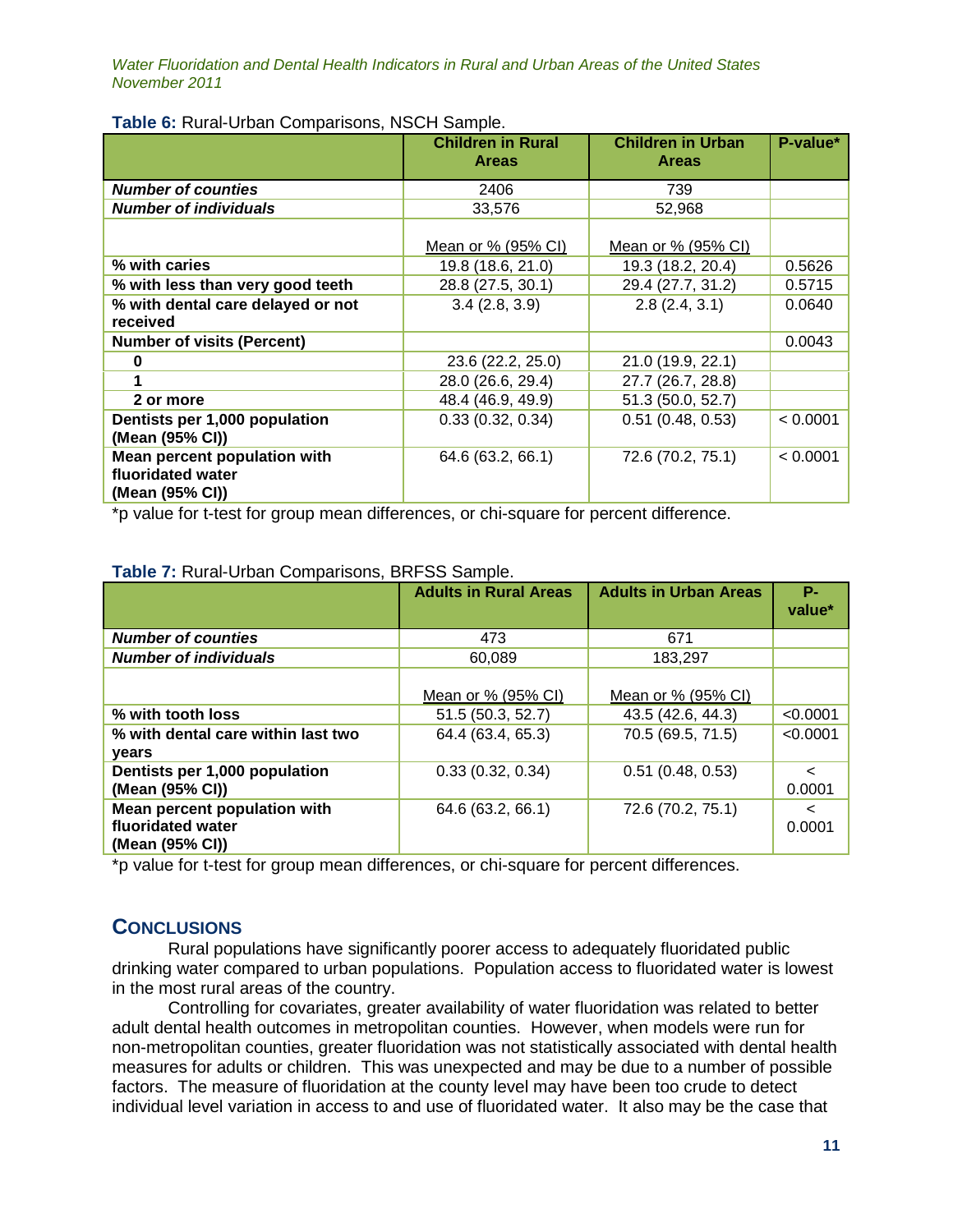**Table 6:** Rural-Urban Comparisons, NSCH Sample.

| | Children in Rural Areas | Children in Urban Areas | P-value* |
|---|---|---|---|
| ***Number of counties*** | 2406 | 739 | |
| ***Number of individuals*** | 33,576 | 52,968 | |
| | Mean or % (95% CI) | Mean or % (95% CI) | |
| **% with caries** | 19.8 (18.6, 21.0) | 19.3 (18.2, 20.4) | 0.5626 |
| **% with less than very good teeth** | 28.8 (27.5, 30.1) | 29.4 (27.7, 31.2) | 0.5715 |
| **% with dental care delayed or not received** | 3.4 (2.8, 3.9) | 2.8 (2.4, 3.1) | 0.0640 |
| **Number of visits (Percent)** | | | 0.0043 |
| **0** | 23.6 (22.2, 25.0) | 21.0 (19.9, 22.1) | |
| **1** | 28.0 (26.6, 29.4) | 27.7 (26.7, 28.8) | |
| **2 or more** | 48.4 (46.9, 49.9) | 51.3 (50.0, 52.7) | |
| **Dentists per 1,000 population (Mean (95% CI))** | 0.33 (0.32, 0.34) | 0.51 (0.48, 0.53) | < 0.0001 |
| **Mean percent population with fluoridated water (Mean (95% CI))** | 64.6 (63.2, 66.1) | 72.6 (70.2, 75.1) | < 0.0001 |

*p value for t-test for group mean differences, or chi-square for percent difference.

**Table 7:** Rural-Urban Comparisons, BRFSS Sample.

| | Adults in Rural Areas | Adults in Urban Areas | P-value* |
|---|---|---|---|
| ***Number of counties*** | 473 | 671 | |
| ***Number of individuals*** | 60,089 | 183,297 | |
| | Mean or % (95% CI) | Mean or % (95% CI) | |
| **% with tooth loss** | 51.5 (50.3, 52.7) | 43.5 (42.6, 44.3) | <0.0001 |
| **% with dental care within last two years** | 64.4 (63.4, 65.3) | 70.5 (69.5, 71.5) | <0.0001 |
| **Dentists per 1,000 population (Mean (95% CI))** | 0.33 (0.32, 0.34) | 0.51 (0.48, 0.53) | < 0.0001 |
| **Mean percent population with fluoridated water (Mean (95% CI))** | 64.6 (63.2, 66.1) | 72.6 (70.2, 75.1) | < 0.0001 |

*p value for t-test for group mean differences, or chi-square for percent differences.

## CONCLUSIONS

Rural populations have significantly poorer access to adequately fluoridated public drinking water compared to urban populations. Population access to fluoridated water is lowest in the most rural areas of the country.

Controlling for covariates, greater availability of water fluoridation was related to better adult dental health outcomes in metropolitan counties. However, when models were run for non-metropolitan counties, greater fluoridation was not statistically associated with dental health measures for adults or children. This was unexpected and may be due to a number of possible factors. The measure of fluoridation at the county level may have been too crude to detect individual level variation in access to and use of fluoridated water. It also may be the case that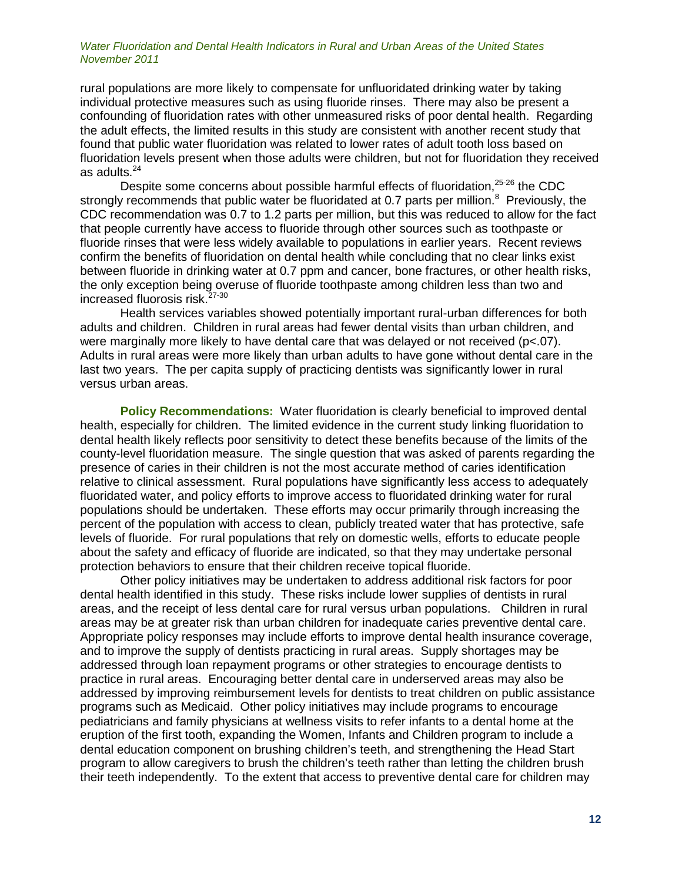rural populations are more likely to compensate for unfluoridated drinking water by taking individual protective measures such as using fluoride rinses. There may also be present a confounding of fluoridation rates with other unmeasured risks of poor dental health. Regarding the adult effects, the limited results in this study are consistent with another recent study that found that public water fluoridation was related to lower rates of adult tooth loss based on fluoridation levels present when those adults were children, but not for fluoridation they received as adults.[24]

Despite some concerns about possible harmful effects of fluoridation,[25-26] the CDC strongly recommends that public water be fluoridated at 0.7 parts per million.[8] Previously, the CDC recommendation was 0.7 to 1.2 parts per million, but this was reduced to allow for the fact that people currently have access to fluoride through other sources such as toothpaste or fluoride rinses that were less widely available to populations in earlier years. Recent reviews confirm the benefits of fluoridation on dental health while concluding that no clear links exist between fluoride in drinking water at 0.7 ppm and cancer, bone fractures, or other health risks, the only exception being overuse of fluoride toothpaste among children less than two and increased fluorosis risk.[27-30]

Health services variables showed potentially important rural-urban differences for both adults and children. Children in rural areas had fewer dental visits than urban children, and were marginally more likely to have dental care that was delayed or not received ($p<.07$). Adults in rural areas were more likely than urban adults to have gone without dental care in the last two years. The per capita supply of practicing dentists was significantly lower in rural versus urban areas.

**Policy Recommendations:** Water fluoridation is clearly beneficial to improved dental health, especially for children. The limited evidence in the current study linking fluoridation to dental health likely reflects poor sensitivity to detect these benefits because of the limits of the county-level fluoridation measure. The single question that was asked of parents regarding the presence of caries in their children is not the most accurate method of caries identification relative to clinical assessment. Rural populations have significantly less access to adequately fluoridated water, and policy efforts to improve access to fluoridated drinking water for rural populations should be undertaken. These efforts may occur primarily through increasing the percent of the population with access to clean, publicly treated water that has protective, safe levels of fluoride. For rural populations that rely on domestic wells, efforts to educate people about the safety and efficacy of fluoride are indicated, so that they may undertake personal protection behaviors to ensure that their children receive topical fluoride.

Other policy initiatives may be undertaken to address additional risk factors for poor dental health identified in this study. These risks include lower supplies of dentists in rural areas, and the receipt of less dental care for rural versus urban populations. Children in rural areas may be at greater risk than urban children for inadequate caries preventive dental care. Appropriate policy responses may include efforts to improve dental health insurance coverage, and to improve the supply of dentists practicing in rural areas. Supply shortages may be addressed through loan repayment programs or other strategies to encourage dentists to practice in rural areas. Encouraging better dental care in underserved areas may also be addressed by improving reimbursement levels for dentists to treat children on public assistance programs such as Medicaid. Other policy initiatives may include programs to encourage pediatricians and family physicians at wellness visits to refer infants to a dental home at the eruption of the first tooth, expanding the Women, Infants and Children program to include a dental education component on brushing children's teeth, and strengthening the Head Start program to allow caregivers to brush the children's teeth rather than letting the children brush their teeth independently. To the extent that access to preventive dental care for children may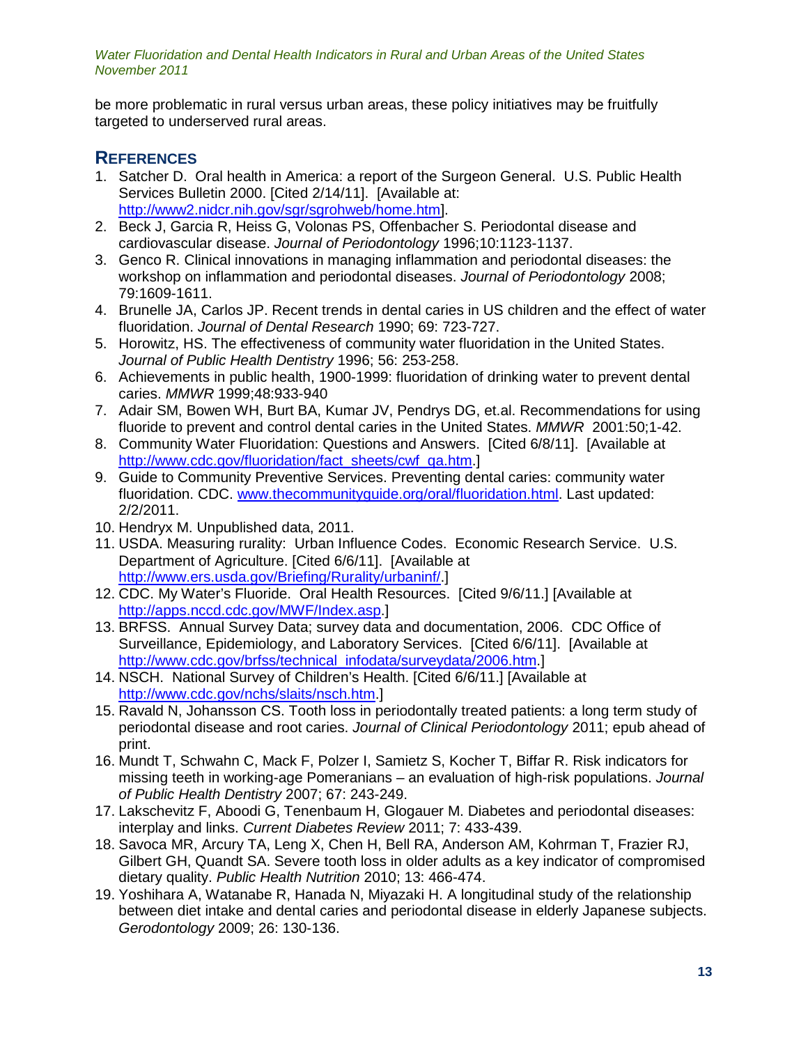be more problematic in rural versus urban areas, these policy initiatives may be fruitfully targeted to underserved rural areas.

## References

1. Satcher D. Oral health in America: a report of the Surgeon General. U.S. Public Health Services Bulletin 2000. [Cited 2/14/11]. [Available at: http://www2.nidcr.nih.gov/sgr/sgrohweb/home.htm].
2. Beck J, Garcia R, Heiss G, Volonas PS, Offenbacher S. Periodontal disease and cardiovascular disease. *Journal of Periodontology* 1996;10:1123-1137.
3. Genco R. Clinical innovations in managing inflammation and periodontal diseases: the workshop on inflammation and periodontal diseases. *Journal of Periodontology* 2008; 79:1609-1611.
4. Brunelle JA, Carlos JP. Recent trends in dental caries in US children and the effect of water fluoridation. *Journal of Dental Research* 1990; 69: 723-727.
5. Horowitz, HS. The effectiveness of community water fluoridation in the United States. *Journal of Public Health Dentistry* 1996; 56: 253-258.
6. Achievements in public health, 1900-1999: fluoridation of drinking water to prevent dental caries. *MMWR* 1999;48:933-940
7. Adair SM, Bowen WH, Burt BA, Kumar JV, Pendrys DG, et.al. Recommendations for using fluoride to prevent and control dental caries in the United States. *MMWR* 2001:50;1-42.
8. Community Water Fluoridation: Questions and Answers. [Cited 6/8/11]. [Available at http://www.cdc.gov/fluoridation/fact_sheets/cwf_qa.htm.]
9. Guide to Community Preventive Services. Preventing dental caries: community water fluoridation. CDC. www.thecommunityguide.org/oral/fluoridation.html. Last updated: 2/2/2011.
10. Hendryx M. Unpublished data, 2011.
11. USDA. Measuring rurality: Urban Influence Codes. Economic Research Service. U.S. Department of Agriculture. [Cited 6/6/11]. [Available at http://www.ers.usda.gov/Briefing/Rurality/urbaninf/.]
12. CDC. My Water's Fluoride. Oral Health Resources. [Cited 9/6/11.] [Available at http://apps.nccd.cdc.gov/MWF/Index.asp.]
13. BRFSS. Annual Survey Data; survey data and documentation, 2006. CDC Office of Surveillance, Epidemiology, and Laboratory Services. [Cited 6/6/11]. [Available at http://www.cdc.gov/brfss/technical_infodata/surveydata/2006.htm.]
14. NSCH. National Survey of Children's Health. [Cited 6/6/11.] [Available at http://www.cdc.gov/nchs/slaits/nsch.htm.]
15. Ravald N, Johansson CS. Tooth loss in periodontally treated patients: a long term study of periodontal disease and root caries. *Journal of Clinical Periodontology* 2011; epub ahead of print.
16. Mundt T, Schwahn C, Mack F, Polzer I, Samietz S, Kocher T, Biffar R. Risk indicators for missing teeth in working-age Pomeranians – an evaluation of high-risk populations. *Journal of Public Health Dentistry* 2007; 67: 243-249.
17. Lakschevitz F, Aboodi G, Tenenbaum H, Glogauer M. Diabetes and periodontal diseases: interplay and links. *Current Diabetes Review* 2011; 7: 433-439.
18. Savoca MR, Arcury TA, Leng X, Chen H, Bell RA, Anderson AM, Kohrman T, Frazier RJ, Gilbert GH, Quandt SA. Severe tooth loss in older adults as a key indicator of compromised dietary quality. *Public Health Nutrition* 2010; 13: 466-474.
19. Yoshihara A, Watanabe R, Hanada N, Miyazaki H. A longitudinal study of the relationship between diet intake and dental caries and periodontal disease in elderly Japanese subjects. *Gerodontology* 2009; 26: 130-136.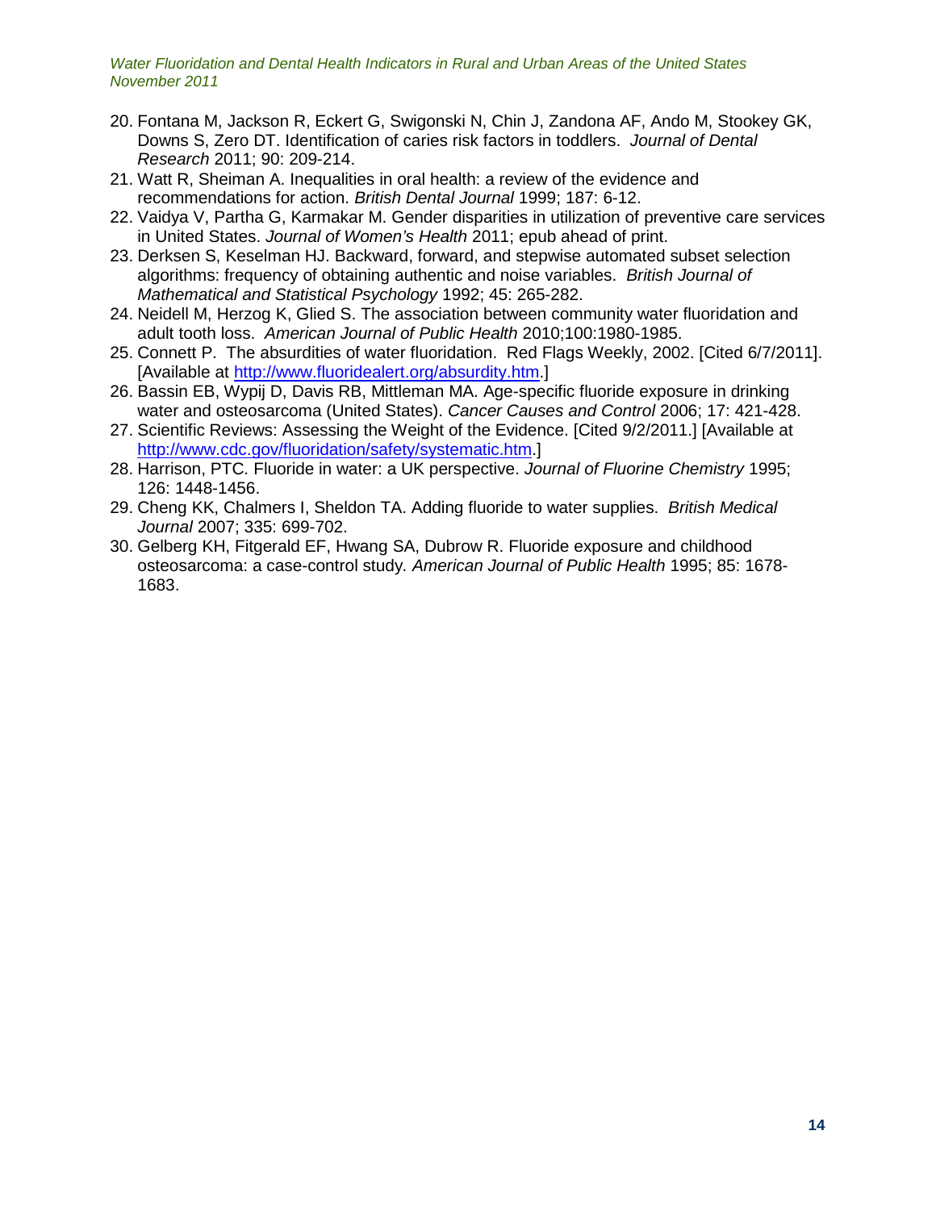20. Fontana M, Jackson R, Eckert G, Swigonski N, Chin J, Zandona AF, Ando M, Stookey GK, Downs S, Zero DT. Identification of caries risk factors in toddlers. *Journal of Dental Research* 2011; 90: 209-214.
21. Watt R, Sheiman A. Inequalities in oral health: a review of the evidence and recommendations for action. *British Dental Journal* 1999; 187: 6-12.
22. Vaidya V, Partha G, Karmakar M. Gender disparities in utilization of preventive care services in United States. *Journal of Women's Health* 2011; epub ahead of print.
23. Derksen S, Keselman HJ. Backward, forward, and stepwise automated subset selection algorithms: frequency of obtaining authentic and noise variables. *British Journal of Mathematical and Statistical Psychology* 1992; 45: 265-282.
24. Neidell M, Herzog K, Glied S. The association between community water fluoridation and adult tooth loss. *American Journal of Public Health* 2010;100:1980-1985.
25. Connett P. The absurdities of water fluoridation. Red Flags Weekly, 2002. [Cited 6/7/2011]. [Available at http://www.fluoridealert.org/absurdity.htm.]
26. Bassin EB, Wypij D, Davis RB, Mittleman MA. Age-specific fluoride exposure in drinking water and osteosarcoma (United States). *Cancer Causes and Control* 2006; 17: 421-428.
27. Scientific Reviews: Assessing the Weight of the Evidence. [Cited 9/2/2011.] [Available at http://www.cdc.gov/fluoridation/safety/systematic.htm.]
28. Harrison, PTC. Fluoride in water: a UK perspective. *Journal of Fluorine Chemistry* 1995; 126: 1448-1456.
29. Cheng KK, Chalmers I, Sheldon TA. Adding fluoride to water supplies. *British Medical Journal* 2007; 335: 699-702.
30. Gelberg KH, Fitgerald EF, Hwang SA, Dubrow R. Fluoride exposure and childhood osteosarcoma: a case-control study. *American Journal of Public Health* 1995; 85: 1678-1683.